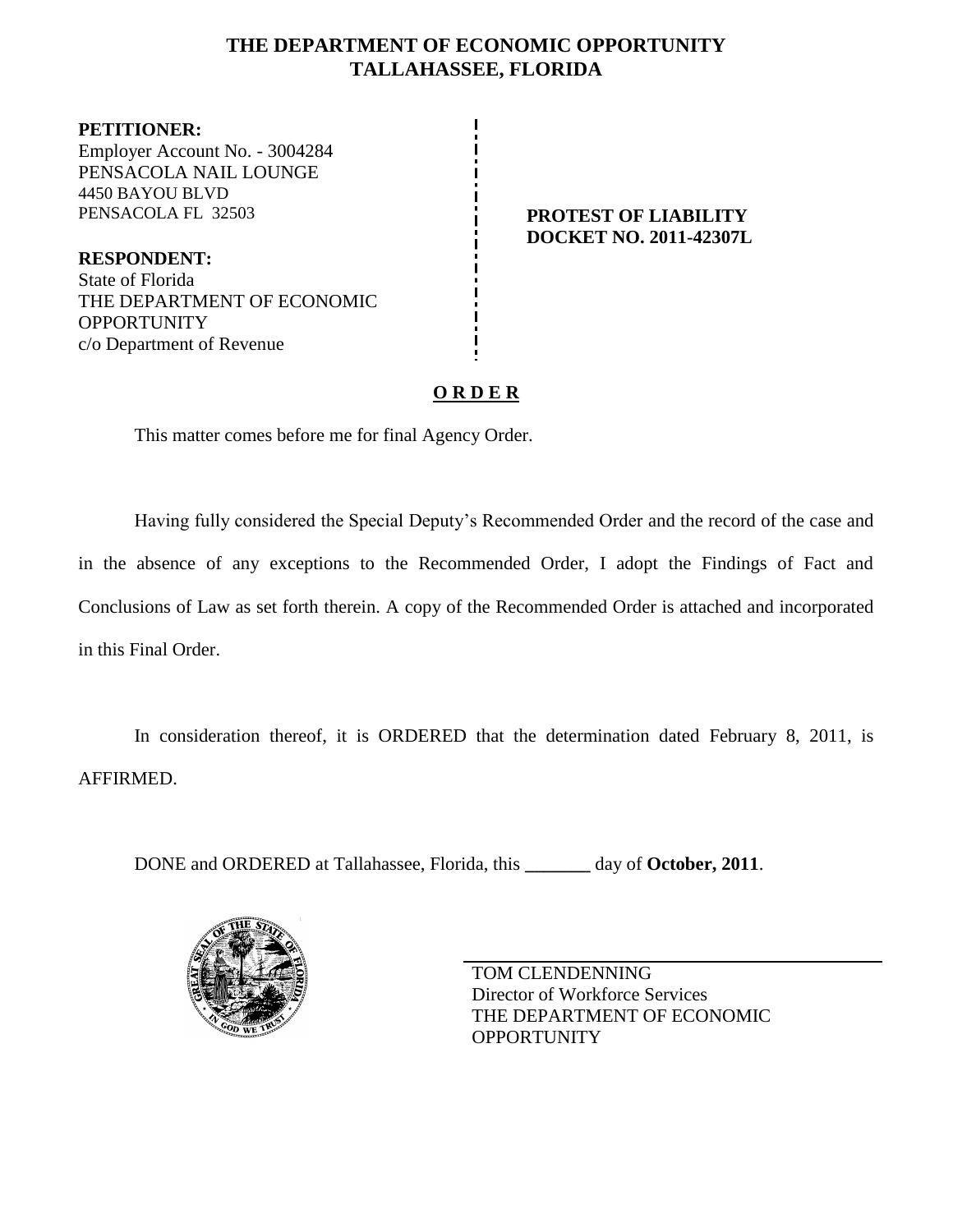# THE DEPARTMENT OF ECONOMIC OPPORTUNITY
## TALLAHASSEE, FLORIDA

**PETITIONER:**
Employer Account No. - 3004284
PENSACOLA NAIL LOUNGE
4450 BAYOU BLVD
PENSACOLA FL 32503

**RESPONDENT:**
State of Florida
THE DEPARTMENT OF ECONOMIC OPPORTUNITY
c/o Department of Revenue

**PROTEST OF LIABILITY**
**DOCKET NO. 2011-42307L**

**O R D E R**

This matter comes before me for final Agency Order.

Having fully considered the Special Deputy's Recommended Order and the record of the case and in the absence of any exceptions to the Recommended Order, I adopt the Findings of Fact and Conclusions of Law as set forth therein. A copy of the Recommended Order is attached and incorporated in this Final Order.

In consideration thereof, it is ORDERED that the determination dated February 8, 2011, is AFFIRMED.

DONE and ORDERED at Tallahassee, Florida, this _______ day of **October, 2011**.

TOM CLENDENNING
Director of Workforce Services
THE DEPARTMENT OF ECONOMIC OPPORTUNITY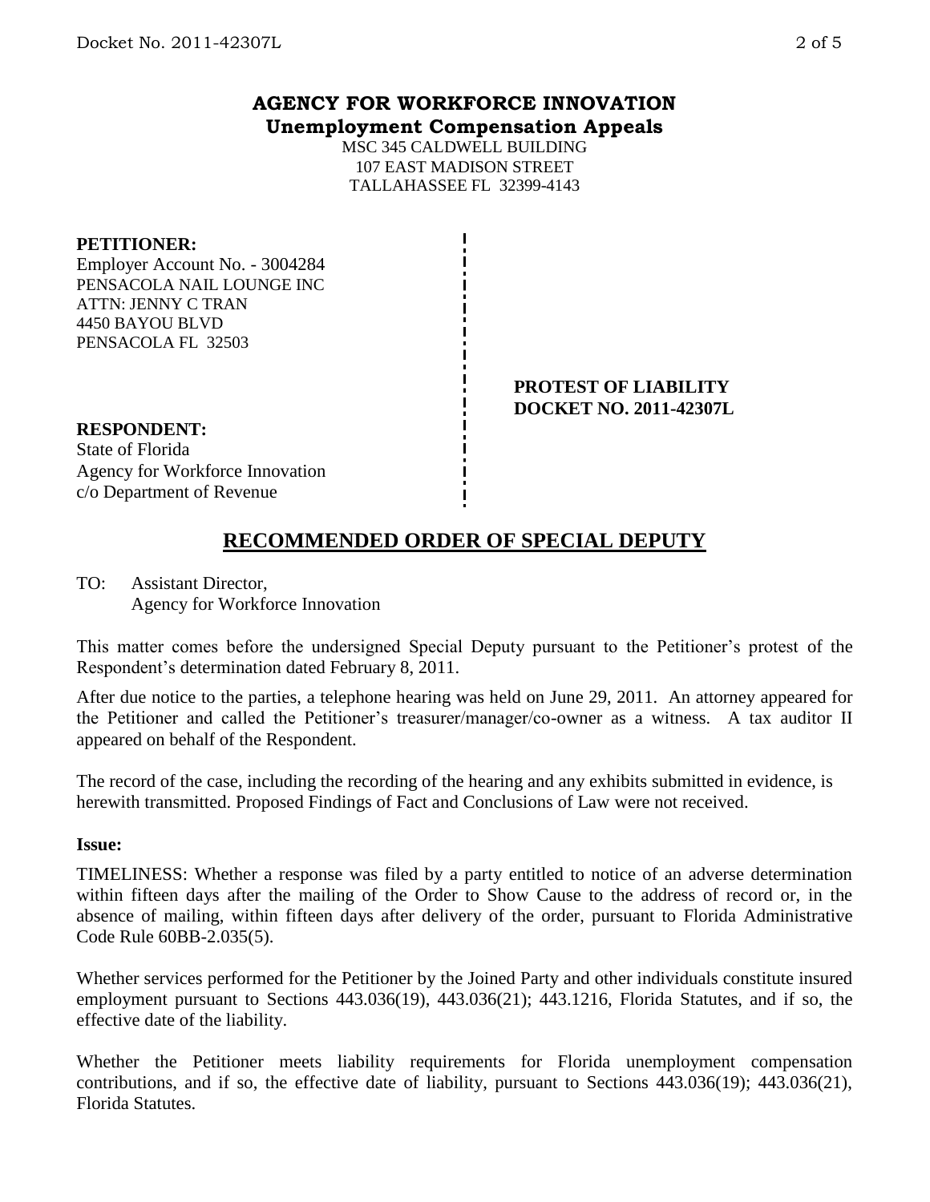# AGENCY FOR WORKFORCE INNOVATION
**Unemployment Compensation Appeals**

MSC 345 CALDWELL BUILDING
107 EAST MADISON STREET
TALLAHASSEE FL 32399-4143

**PETITIONER:**
Employer Account No. - 3004284
PENSACOLA NAIL LOUNGE INC
ATTN: JENNY C TRAN
4450 BAYOU BLVD
PENSACOLA FL 32503

**PROTEST OF LIABILITY**
**DOCKET NO. 2011-42307L**

**RESPONDENT:**
State of Florida
Agency for Workforce Innovation
c/o Department of Revenue

## RECOMMENDED ORDER OF SPECIAL DEPUTY

TO: Assistant Director,
Agency for Workforce Innovation

This matter comes before the undersigned Special Deputy pursuant to the Petitioner's protest of the Respondent's determination dated February 8, 2011.

After due notice to the parties, a telephone hearing was held on June 29, 2011. An attorney appeared for the Petitioner and called the Petitioner's treasurer/manager/co-owner as a witness. A tax auditor II appeared on behalf of the Respondent.

The record of the case, including the recording of the hearing and any exhibits submitted in evidence, is herewith transmitted. Proposed Findings of Fact and Conclusions of Law were not received.

**Issue:**

TIMELINESS: Whether a response was filed by a party entitled to notice of an adverse determination within fifteen days after the mailing of the Order to Show Cause to the address of record or, in the absence of mailing, within fifteen days after delivery of the order, pursuant to Florida Administrative Code Rule 60BB-2.035(5).

Whether services performed for the Petitioner by the Joined Party and other individuals constitute insured employment pursuant to Sections 443.036(19), 443.036(21); 443.1216, Florida Statutes, and if so, the effective date of the liability.

Whether the Petitioner meets liability requirements for Florida unemployment compensation contributions, and if so, the effective date of liability, pursuant to Sections 443.036(19); 443.036(21), Florida Statutes.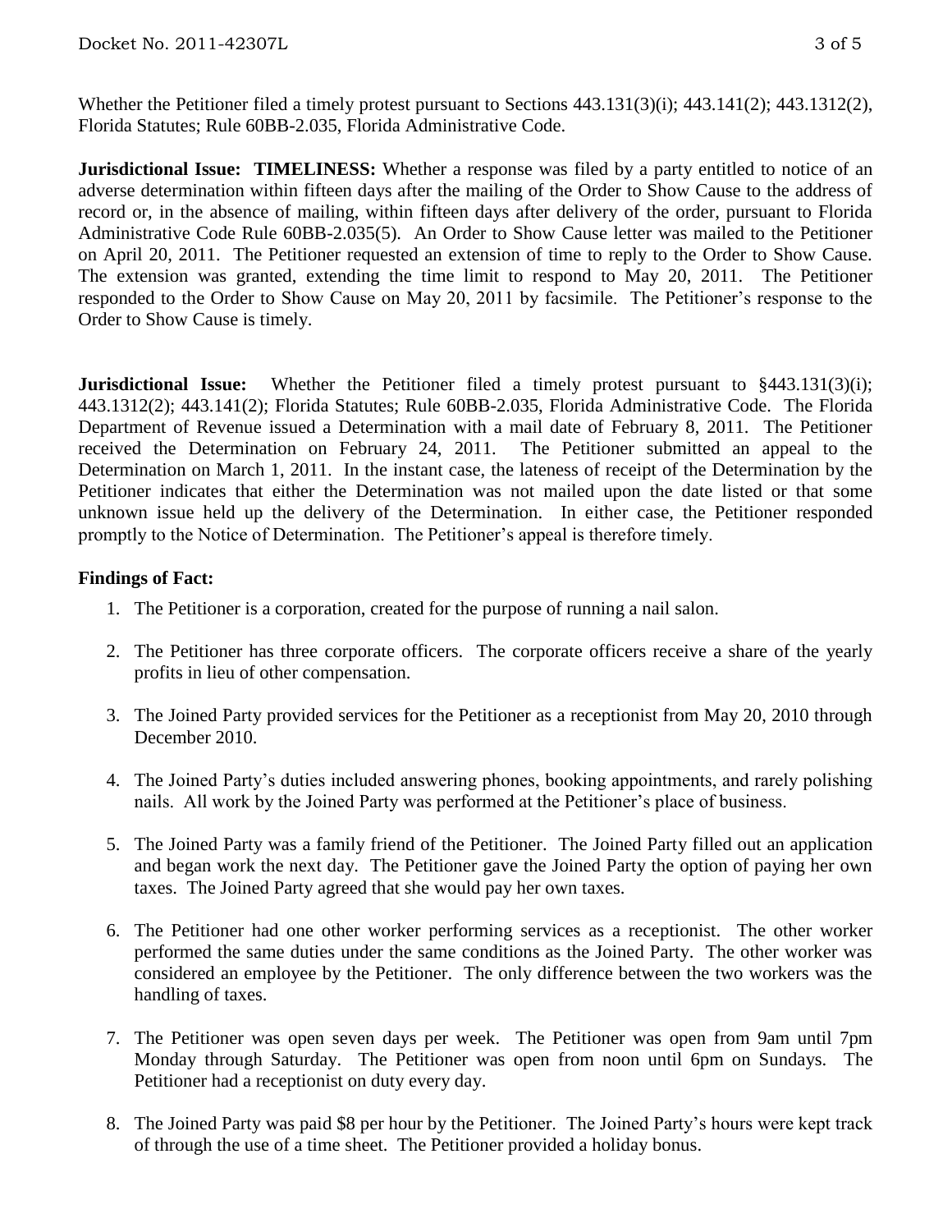Whether the Petitioner filed a timely protest pursuant to Sections 443.131(3)(i); 443.141(2); 443.1312(2), Florida Statutes; Rule 60BB-2.035, Florida Administrative Code.

**Jurisdictional Issue: TIMELINESS:** Whether a response was filed by a party entitled to notice of an adverse determination within fifteen days after the mailing of the Order to Show Cause to the address of record or, in the absence of mailing, within fifteen days after delivery of the order, pursuant to Florida Administrative Code Rule 60BB-2.035(5). An Order to Show Cause letter was mailed to the Petitioner on April 20, 2011. The Petitioner requested an extension of time to reply to the Order to Show Cause. The extension was granted, extending the time limit to respond to May 20, 2011. The Petitioner responded to the Order to Show Cause on May 20, 2011 by facsimile. The Petitioner's response to the Order to Show Cause is timely.

**Jurisdictional Issue:** Whether the Petitioner filed a timely protest pursuant to §443.131(3)(i); 443.1312(2); 443.141(2); Florida Statutes; Rule 60BB-2.035, Florida Administrative Code. The Florida Department of Revenue issued a Determination with a mail date of February 8, 2011. The Petitioner received the Determination on February 24, 2011. The Petitioner submitted an appeal to the Determination on March 1, 2011. In the instant case, the lateness of receipt of the Determination by the Petitioner indicates that either the Determination was not mailed upon the date listed or that some unknown issue held up the delivery of the Determination. In either case, the Petitioner responded promptly to the Notice of Determination. The Petitioner's appeal is therefore timely.

**Findings of Fact:**

1. The Petitioner is a corporation, created for the purpose of running a nail salon.
2. The Petitioner has three corporate officers. The corporate officers receive a share of the yearly profits in lieu of other compensation.
3. The Joined Party provided services for the Petitioner as a receptionist from May 20, 2010 through December 2010.
4. The Joined Party's duties included answering phones, booking appointments, and rarely polishing nails. All work by the Joined Party was performed at the Petitioner's place of business.
5. The Joined Party was a family friend of the Petitioner. The Joined Party filled out an application and began work the next day. The Petitioner gave the Joined Party the option of paying her own taxes. The Joined Party agreed that she would pay her own taxes.
6. The Petitioner had one other worker performing services as a receptionist. The other worker performed the same duties under the same conditions as the Joined Party. The other worker was considered an employee by the Petitioner. The only difference between the two workers was the handling of taxes.
7. The Petitioner was open seven days per week. The Petitioner was open from 9am until 7pm Monday through Saturday. The Petitioner was open from noon until 6pm on Sundays. The Petitioner had a receptionist on duty every day.
8. The Joined Party was paid $8 per hour by the Petitioner. The Joined Party's hours were kept track of through the use of a time sheet. The Petitioner provided a holiday bonus.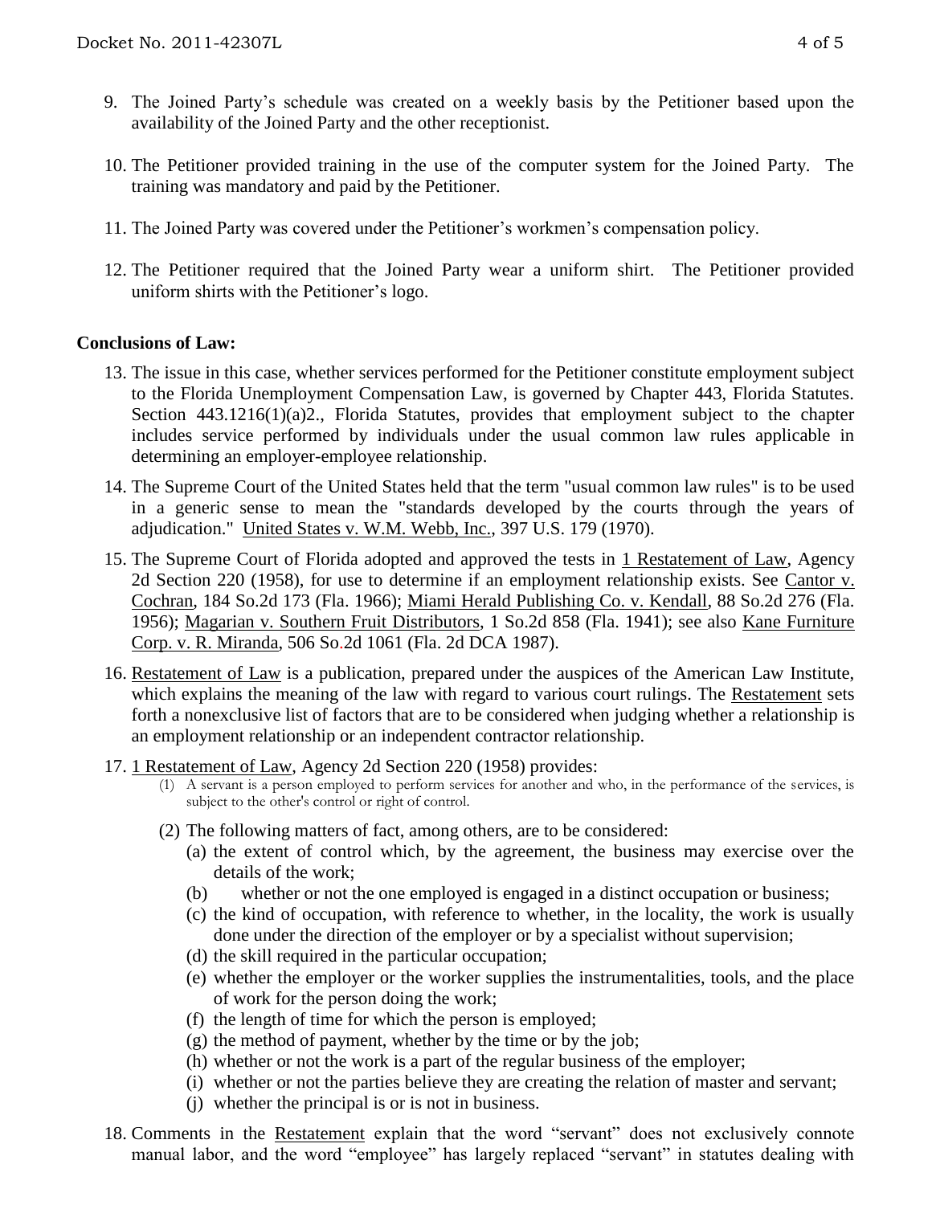9. The Joined Party's schedule was created on a weekly basis by the Petitioner based upon the availability of the Joined Party and the other receptionist.

10. The Petitioner provided training in the use of the computer system for the Joined Party. The training was mandatory and paid by the Petitioner.

11. The Joined Party was covered under the Petitioner's workmen's compensation policy.

12. The Petitioner required that the Joined Party wear a uniform shirt. The Petitioner provided uniform shirts with the Petitioner's logo.

**Conclusions of Law:**

13. The issue in this case, whether services performed for the Petitioner constitute employment subject to the Florida Unemployment Compensation Law, is governed by Chapter 443, Florida Statutes. Section 443.1216(1)(a)2., Florida Statutes, provides that employment subject to the chapter includes service performed by individuals under the usual common law rules applicable in determining an employer-employee relationship.

14. The Supreme Court of the United States held that the term "usual common law rules" is to be used in a generic sense to mean the "standards developed by the courts through the years of adjudication." United States v. W.M. Webb, Inc., 397 U.S. 179 (1970).

15. The Supreme Court of Florida adopted and approved the tests in 1 Restatement of Law, Agency 2d Section 220 (1958), for use to determine if an employment relationship exists. See Cantor v. Cochran, 184 So.2d 173 (Fla. 1966); Miami Herald Publishing Co. v. Kendall, 88 So.2d 276 (Fla. 1956); Magarian v. Southern Fruit Distributors, 1 So.2d 858 (Fla. 1941); see also Kane Furniture Corp. v. R. Miranda, 506 So.2d 1061 (Fla. 2d DCA 1987).

16. Restatement of Law is a publication, prepared under the auspices of the American Law Institute, which explains the meaning of the law with regard to various court rulings. The Restatement sets forth a nonexclusive list of factors that are to be considered when judging whether a relationship is an employment relationship or an independent contractor relationship.

17. 1 Restatement of Law, Agency 2d Section 220 (1958) provides:
    (1) A servant is a person employed to perform services for another and who, in the performance of the services, is subject to the other's control or right of control.
    (2) The following matters of fact, among others, are to be considered:
        (a) the extent of control which, by the agreement, the business may exercise over the details of the work;
        (b) whether or not the one employed is engaged in a distinct occupation or business;
        (c) the kind of occupation, with reference to whether, in the locality, the work is usually done under the direction of the employer or by a specialist without supervision;
        (d) the skill required in the particular occupation;
        (e) whether the employer or the worker supplies the instrumentalities, tools, and the place of work for the person doing the work;
        (f) the length of time for which the person is employed;
        (g) the method of payment, whether by the time or by the job;
        (h) whether or not the work is a part of the regular business of the employer;
        (i) whether or not the parties believe they are creating the relation of master and servant;
        (j) whether the principal is or is not in business.

18. Comments in the Restatement explain that the word "servant" does not exclusively connote manual labor, and the word "employee" has largely replaced "servant" in statutes dealing with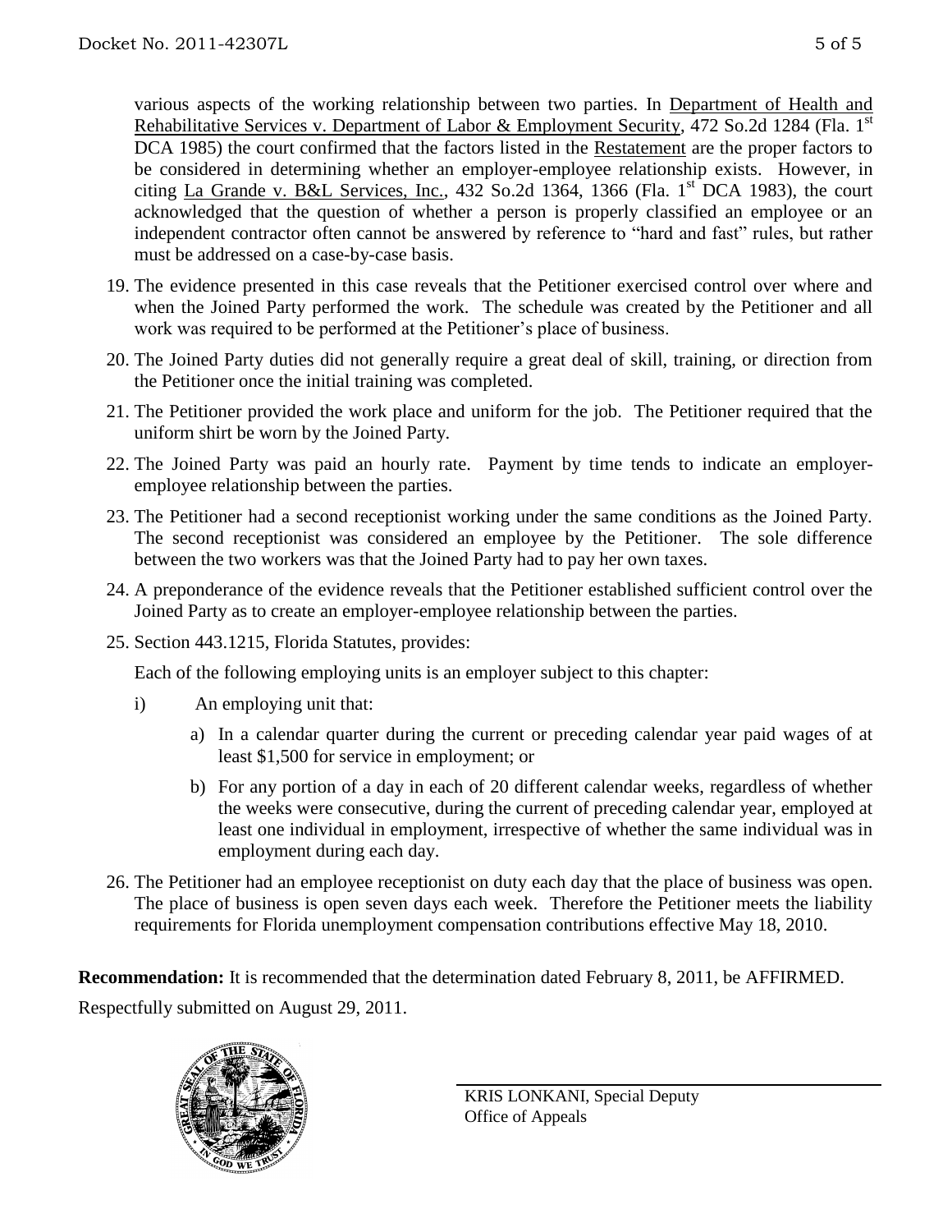various aspects of the working relationship between two parties. In Department of Health and Rehabilitative Services v. Department of Labor & Employment Security, 472 So.2d 1284 (Fla. 1st DCA 1985) the court confirmed that the factors listed in the Restatement are the proper factors to be considered in determining whether an employer-employee relationship exists. However, in citing La Grande v. B&L Services, Inc., 432 So.2d 1364, 1366 (Fla. 1st DCA 1983), the court acknowledged that the question of whether a person is properly classified an employee or an independent contractor often cannot be answered by reference to "hard and fast" rules, but rather must be addressed on a case-by-case basis.

19. The evidence presented in this case reveals that the Petitioner exercised control over where and when the Joined Party performed the work. The schedule was created by the Petitioner and all work was required to be performed at the Petitioner's place of business.

20. The Joined Party duties did not generally require a great deal of skill, training, or direction from the Petitioner once the initial training was completed.

21. The Petitioner provided the work place and uniform for the job. The Petitioner required that the uniform shirt be worn by the Joined Party.

22. The Joined Party was paid an hourly rate. Payment by time tends to indicate an employer-employee relationship between the parties.

23. The Petitioner had a second receptionist working under the same conditions as the Joined Party. The second receptionist was considered an employee by the Petitioner. The sole difference between the two workers was that the Joined Party had to pay her own taxes.

24. A preponderance of the evidence reveals that the Petitioner established sufficient control over the Joined Party as to create an employer-employee relationship between the parties.

25. Section 443.1215, Florida Statutes, provides:

    Each of the following employing units is an employer subject to this chapter:

    i) An employing unit that:

       a) In a calendar quarter during the current or preceding calendar year paid wages of at least $1,500 for service in employment; or

       b) For any portion of a day in each of 20 different calendar weeks, regardless of whether the weeks were consecutive, during the current of preceding calendar year, employed at least one individual in employment, irrespective of whether the same individual was in employment during each day.

26. The Petitioner had an employee receptionist on duty each day that the place of business was open. The place of business is open seven days each week. Therefore the Petitioner meets the liability requirements for Florida unemployment compensation contributions effective May 18, 2010.

**Recommendation:** It is recommended that the determination dated February 8, 2011, be AFFIRMED.

Respectfully submitted on August 29, 2011.

KRIS LONKANI, Special Deputy
Office of Appeals